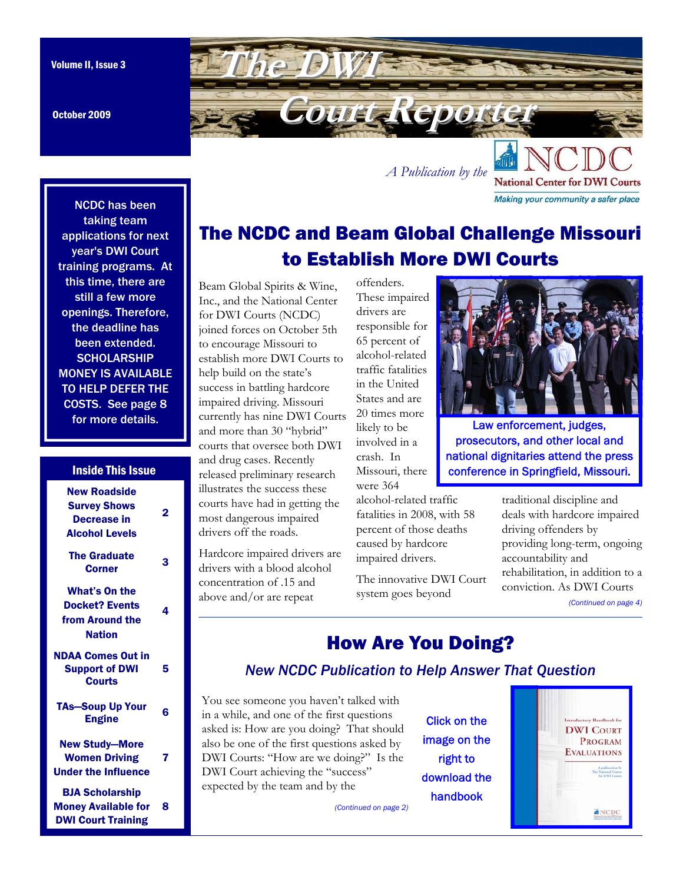# The DWI Court Reporter

Volume II, Issue 3

October 2009

*A Publication by the* NCDC National Center for DWI Courts — Making your community a safer place

NCDC has been taking team applications for next year's DWI Court training programs. At this time, there are still a few more openings. Therefore, the deadline has been extended. SCHOLARSHIP MONEY IS AVAILABLE TO HELP DEFER THE COSTS. See page 8 for more details.

## Inside This Issue

| | |
|---|---|
| New Roadside Survey Shows Decrease in Alcohol Levels | 2 |
| The Graduate Corner | 3 |
| What's On the Docket? Events from Around the Nation | 4 |
| NDAA Comes Out in Support of DWI Courts | 5 |
| TAs—Soup Up Your Engine | 6 |
| New Study—More Women Driving Under the Influence | 7 |
| BJA Scholarship Money Available for DWI Court Training | 8 |

## The NCDC and Beam Global Challenge Missouri to Establish More DWI Courts

Beam Global Spirits & Wine, Inc., and the National Center for DWI Courts (NCDC) joined forces on October 5th to encourage Missouri to establish more DWI Courts to help build on the state's success in battling hardcore impaired driving. Missouri currently has nine DWI Courts and more than 30 "hybrid" courts that oversee both DWI and drug cases. Recently released preliminary research illustrates the success these courts have had in getting the most dangerous impaired drivers off the roads.

Hardcore impaired drivers are drivers with a blood alcohol concentration of .15 and above and/or are repeat offenders. These impaired drivers are responsible for 65 percent of alcohol-related traffic fatalities in the United States and are 20 times more likely to be involved in a crash. In Missouri, there were 364 alcohol-related traffic fatalities in 2008, with 58 percent of those deaths caused by hardcore impaired drivers.

Law enforcement, judges, prosecutors, and other local and national dignitaries attend the press conference in Springfield, Missouri.

The innovative DWI Court system goes beyond traditional discipline and deals with hardcore impaired driving offenders by providing long-term, ongoing accountability and rehabilitation, in addition to a conviction. As DWI Courts

*(Continued on page 4)*

## How Are You Doing?

### *New NCDC Publication to Help Answer That Question*

You see someone you haven't talked with in a while, and one of the first questions asked is: How are you doing? That should also be one of the first questions asked by DWI Courts: "How are we doing?" Is the DWI Court achieving the "success" expected by the team and by the

*(Continued on page 2)*

Click on the image on the right to download the handbook

Introductory Handbook for DWI Court Program Evaluations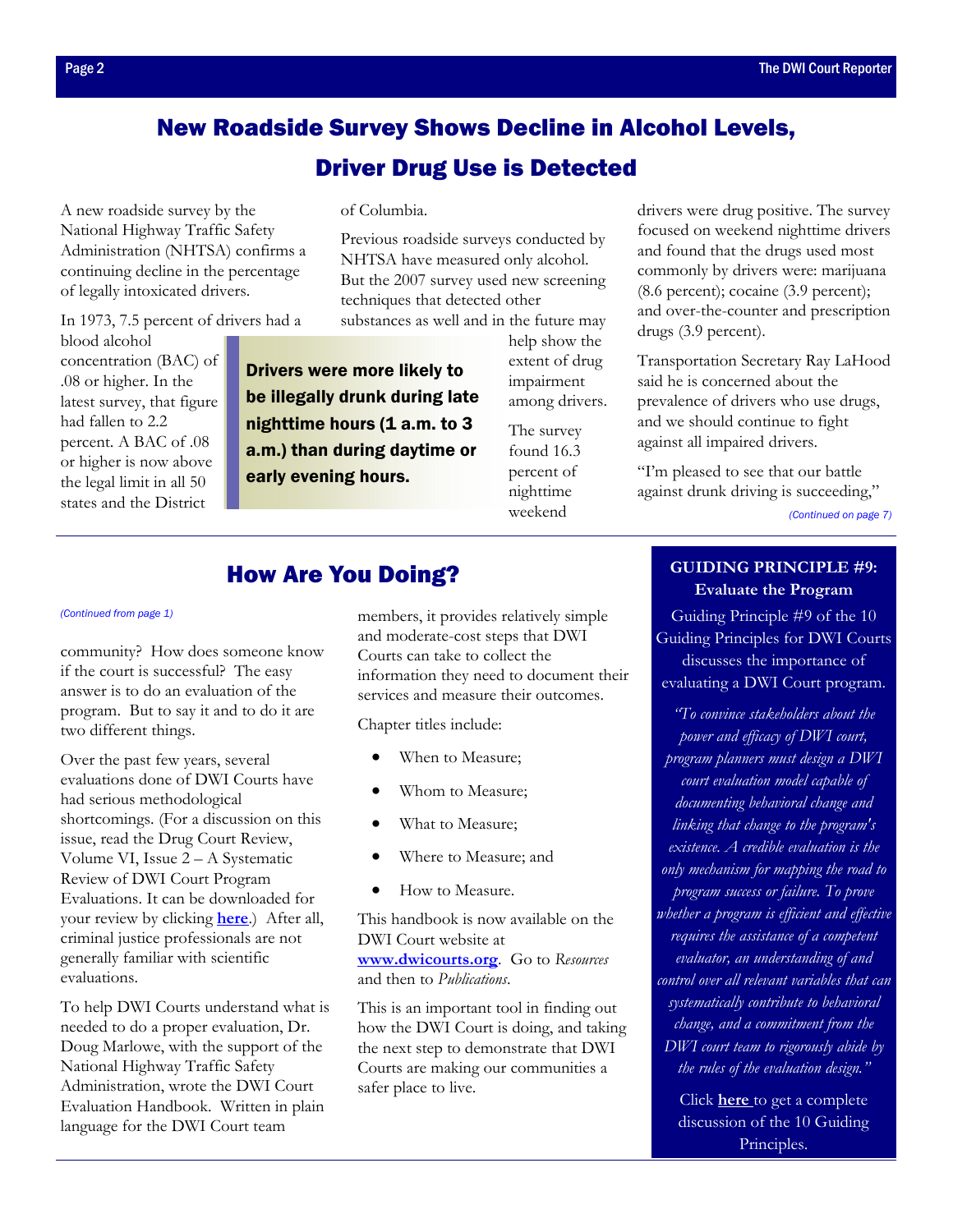## New Roadside Survey Shows Decline in Alcohol Levels, Driver Drug Use is Detected

A new roadside survey by the National Highway Traffic Safety Administration (NHTSA) confirms a continuing decline in the percentage of legally intoxicated drivers.

In 1973, 7.5 percent of drivers had a blood alcohol concentration (BAC) of .08 or higher. In the latest survey, that figure had fallen to 2.2 percent. A BAC of .08 or higher is now above the legal limit in all 50 states and the District of Columbia.

**Drivers were more likely to be illegally drunk during late nighttime hours (1 a.m. to 3 a.m.) than during daytime or early evening hours.**

Previous roadside surveys conducted by NHTSA have measured only alcohol. But the 2007 survey used new screening techniques that detected other substances as well and in the future may help show the extent of drug impairment among drivers.

The survey found 16.3 percent of nighttime weekend drivers were drug positive. The survey focused on weekend nighttime drivers and found that the drugs used most commonly by drivers were: marijuana (8.6 percent); cocaine (3.9 percent); and over-the-counter and prescription drugs (3.9 percent).

Transportation Secretary Ray LaHood said he is concerned about the prevalence of drivers who use drugs, and we should continue to fight against all impaired drivers.

"I'm pleased to see that our battle against drunk driving is succeeding,"

*(Continued on page 7)*

## How Are You Doing?

*(Continued from page 1)*

community? How does someone know if the court is successful? The easy answer is to do an evaluation of the program. But to say it and to do it are two different things.

Over the past few years, several evaluations done of DWI Courts have had serious methodological shortcomings. (For a discussion on this issue, read the Drug Court Review, Volume VI, Issue 2 – A Systematic Review of DWI Court Program Evaluations. It can be downloaded for your review by clicking **here**.) After all, criminal justice professionals are not generally familiar with scientific evaluations.

To help DWI Courts understand what is needed to do a proper evaluation, Dr. Doug Marlowe, with the support of the National Highway Traffic Safety Administration, wrote the DWI Court Evaluation Handbook. Written in plain language for the DWI Court team members, it provides relatively simple and moderate-cost steps that DWI Courts can take to collect the information they need to document their services and measure their outcomes.

Chapter titles include:

- When to Measure;
- Whom to Measure;
- What to Measure;
- Where to Measure; and
- How to Measure.

This handbook is now available on the DWI Court website at **www.dwicourts.org**. Go to *Resources* and then to *Publications*.

This is an important tool in finding out how the DWI Court is doing, and taking the next step to demonstrate that DWI Courts are making our communities a safer place to live.

### GUIDING PRINCIPLE #9: Evaluate the Program

Guiding Principle #9 of the 10 Guiding Principles for DWI Courts discusses the importance of evaluating a DWI Court program.

*"To convince stakeholders about the power and efficacy of DWI court, program planners must design a DWI court evaluation model capable of documenting behavioral change and linking that change to the program's existence. A credible evaluation is the only mechanism for mapping the road to program success or failure. To prove whether a program is efficient and effective requires the assistance of a competent evaluator, an understanding of and control over all relevant variables that can systematically contribute to behavioral change, and a commitment from the DWI court team to rigorously abide by the rules of the evaluation design."*

Click **here** to get a complete discussion of the 10 Guiding Principles.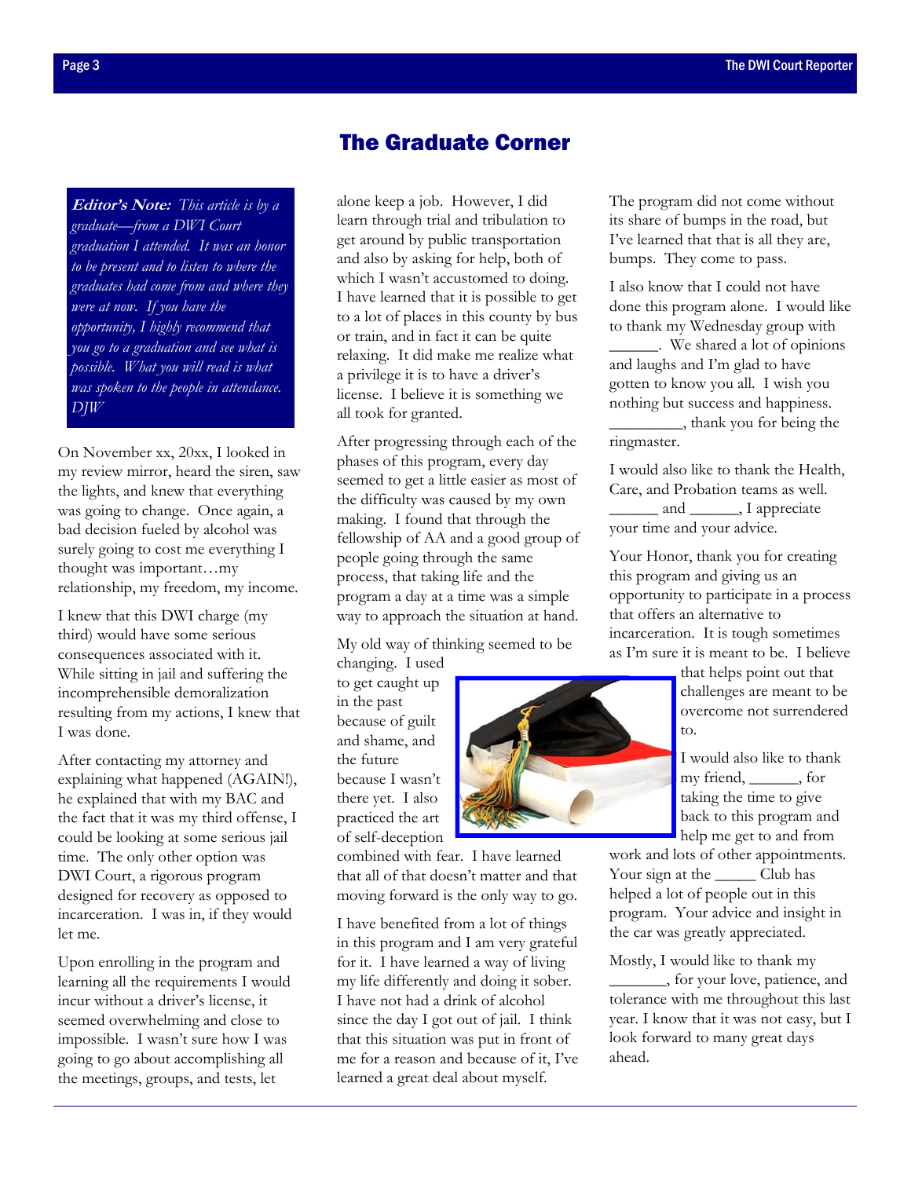# The Graduate Corner

***Editor's Note:** This article is by a graduate—from a DWI Court graduation I attended. It was an honor to be present and to listen to where the graduates had come from and where they were at now. If you have the opportunity, I highly recommend that you go to a graduation and see what is possible. What you will read is what was spoken to the people in attendance. DJW*

On November xx, 20xx, I looked in my review mirror, heard the siren, saw the lights, and knew that everything was going to change. Once again, a bad decision fueled by alcohol was surely going to cost me everything I thought was important…my relationship, my freedom, my income.

I knew that this DWI charge (my third) would have some serious consequences associated with it. While sitting in jail and suffering the incomprehensible demoralization resulting from my actions, I knew that I was done.

After contacting my attorney and explaining what happened (AGAIN!), he explained that with my BAC and the fact that it was my third offense, I could be looking at some serious jail time. The only other option was DWI Court, a rigorous program designed for recovery as opposed to incarceration. I was in, if they would let me.

Upon enrolling in the program and learning all the requirements I would incur without a driver's license, it seemed overwhelming and close to impossible. I wasn't sure how I was going to go about accomplishing all the meetings, groups, and tests, let alone keep a job. However, I did learn through trial and tribulation to get around by public transportation and also by asking for help, both of which I wasn't accustomed to doing. I have learned that it is possible to get to a lot of places in this county by bus or train, and in fact it can be quite relaxing. It did make me realize what a privilege it is to have a driver's license. I believe it is something we all took for granted.

After progressing through each of the phases of this program, every day seemed to get a little easier as most of the difficulty was caused by my own making. I found that through the fellowship of AA and a good group of people going through the same process, that taking life and the program a day at a time was a simple way to approach the situation at hand.

My old way of thinking seemed to be changing. I used to get caught up in the past because of guilt and shame, and the future because I wasn't there yet. I also practiced the art of self-deception combined with fear. I have learned that all of that doesn't matter and that moving forward is the only way to go.

I have benefited from a lot of things in this program and I am very grateful for it. I have learned a way of living my life differently and doing it sober. I have not had a drink of alcohol since the day I got out of jail. I think that this situation was put in front of me for a reason and because of it, I've learned a great deal about myself.

The program did not come without its share of bumps in the road, but I've learned that that is all they are, bumps. They come to pass.

I also know that I could not have done this program alone. I would like to thank my Wednesday group with ______. We shared a lot of opinions and laughs and I'm glad to have gotten to know you all. I wish you nothing but success and happiness. _________, thank you for being the ringmaster.

I would also like to thank the Health, Care, and Probation teams as well. ______ and ______, I appreciate your time and your advice.

Your Honor, thank you for creating this program and giving us an opportunity to participate in a process that offers an alternative to incarceration. It is tough sometimes as I'm sure it is meant to be. I believe that helps point out that challenges are meant to be overcome not surrendered to.

I would also like to thank my friend, ______, for taking the time to give back to this program and help me get to and from work and lots of other appointments. Your sign at the _____ Club has helped a lot of people out in this program. Your advice and insight in the car was greatly appreciated.

Mostly, I would like to thank my _______, for your love, patience, and tolerance with me throughout this last year. I know that it was not easy, but I look forward to many great days ahead.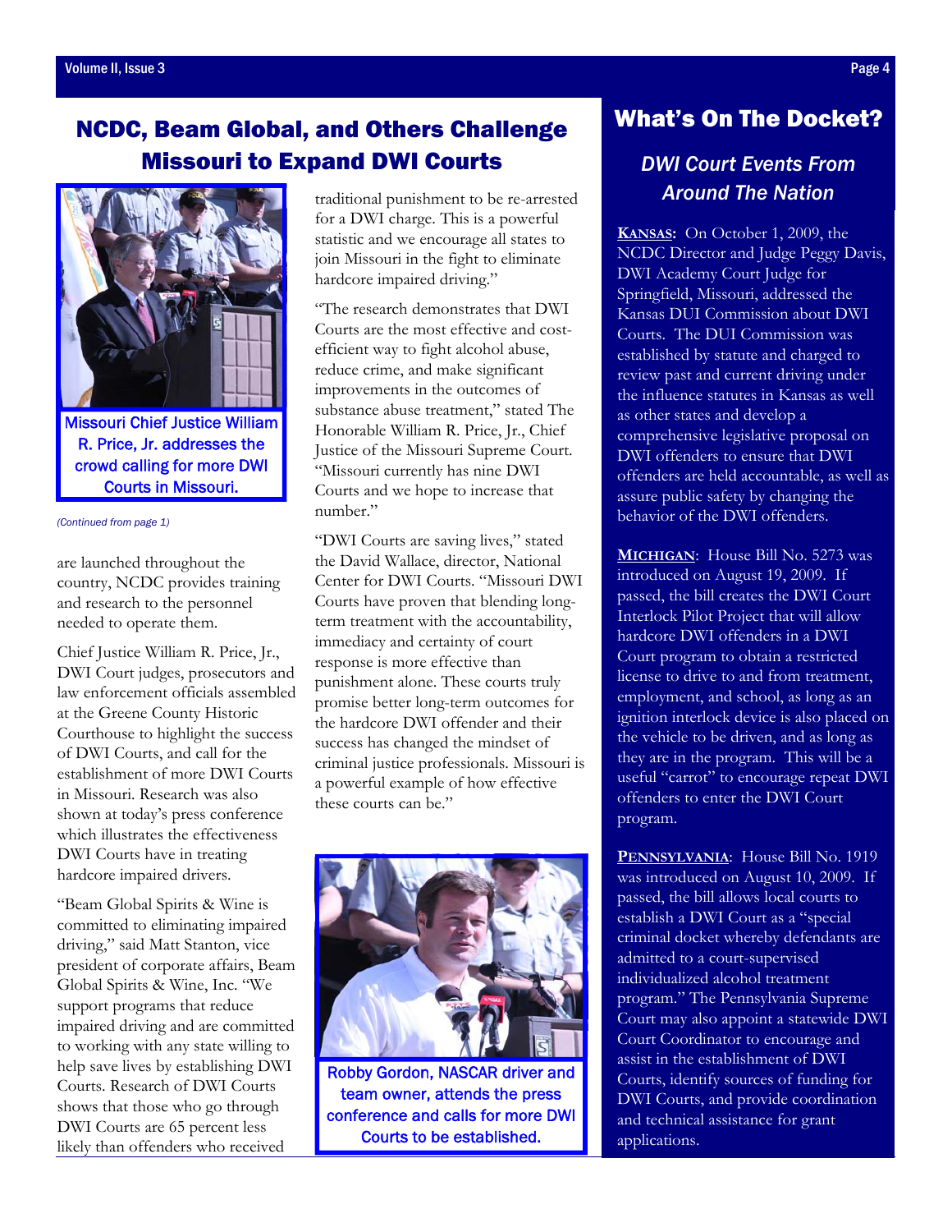# NCDC, Beam Global, and Others Challenge Missouri to Expand DWI Courts

Missouri Chief Justice William R. Price, Jr. addresses the crowd calling for more DWI Courts in Missouri.

*(Continued from page 1)*

are launched throughout the country, NCDC provides training and research to the personnel needed to operate them.

Chief Justice William R. Price, Jr., DWI Court judges, prosecutors and law enforcement officials assembled at the Greene County Historic Courthouse to highlight the success of DWI Courts, and call for the establishment of more DWI Courts in Missouri. Research was also shown at today's press conference which illustrates the effectiveness DWI Courts have in treating hardcore impaired drivers.

"Beam Global Spirits & Wine is committed to eliminating impaired driving," said Matt Stanton, vice president of corporate affairs, Beam Global Spirits & Wine, Inc. "We support programs that reduce impaired driving and are committed to working with any state willing to help save lives by establishing DWI Courts. Research of DWI Courts shows that those who go through DWI Courts are 65 percent less likely than offenders who received traditional punishment to be re-arrested for a DWI charge. This is a powerful statistic and we encourage all states to join Missouri in the fight to eliminate hardcore impaired driving."

"The research demonstrates that DWI Courts are the most effective and cost-efficient way to fight alcohol abuse, reduce crime, and make significant improvements in the outcomes of substance abuse treatment," stated The Honorable William R. Price, Jr., Chief Justice of the Missouri Supreme Court. "Missouri currently has nine DWI Courts and we hope to increase that number."

"DWI Courts are saving lives," stated the David Wallace, director, National Center for DWI Courts. "Missouri DWI Courts have proven that blending long-term treatment with the accountability, immediacy and certainty of court response is more effective than punishment alone. These courts truly promise better long-term outcomes for the hardcore DWI offender and their success has changed the mindset of criminal justice professionals. Missouri is a powerful example of how effective these courts can be."

Robby Gordon, NASCAR driver and team owner, attends the press conference and calls for more DWI Courts to be established.

## What's On The Docket?

### *DWI Court Events From Around The Nation*

**KANSAS:** On October 1, 2009, the NCDC Director and Judge Peggy Davis, DWI Academy Court Judge for Springfield, Missouri, addressed the Kansas DUI Commission about DWI Courts. The DUI Commission was established by statute and charged to review past and current driving under the influence statutes in Kansas as well as other states and develop a comprehensive legislative proposal on DWI offenders to ensure that DWI offenders are held accountable, as well as assure public safety by changing the behavior of the DWI offenders.

**MICHIGAN**: House Bill No. 5273 was introduced on August 19, 2009. If passed, the bill creates the DWI Court Interlock Pilot Project that will allow hardcore DWI offenders in a DWI Court program to obtain a restricted license to drive to and from treatment, employment, and school, as long as an ignition interlock device is also placed on the vehicle to be driven, and as long as they are in the program. This will be a useful "carrot" to encourage repeat DWI offenders to enter the DWI Court program.

**PENNSYLVANIA**: House Bill No. 1919 was introduced on August 10, 2009. If passed, the bill allows local courts to establish a DWI Court as a "special criminal docket whereby defendants are admitted to a court-supervised individualized alcohol treatment program." The Pennsylvania Supreme Court may also appoint a statewide DWI Court Coordinator to encourage and assist in the establishment of DWI Courts, identify sources of funding for DWI Courts, and provide coordination and technical assistance for grant applications.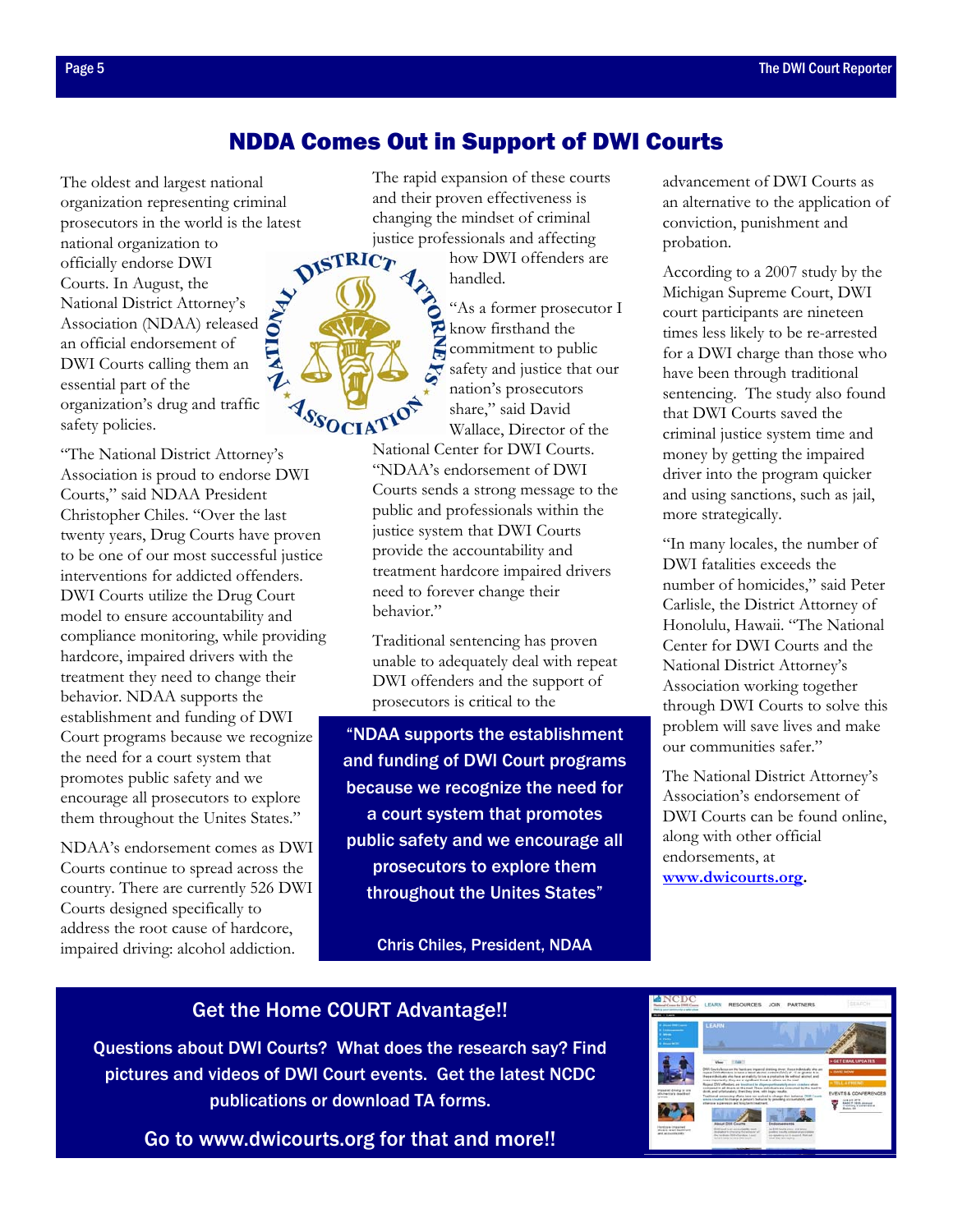# NDDA Comes Out in Support of DWI Courts

The oldest and largest national organization representing criminal prosecutors in the world is the latest national organization to officially endorse DWI Courts. In August, the National District Attorney's Association (NDAA) released an official endorsement of DWI Courts calling them an essential part of the organization's drug and traffic safety policies.

"The National District Attorney's Association is proud to endorse DWI Courts," said NDAA President Christopher Chiles. "Over the last twenty years, Drug Courts have proven to be one of our most successful justice interventions for addicted offenders. DWI Courts utilize the Drug Court model to ensure accountability and compliance monitoring, while providing hardcore, impaired drivers with the treatment they need to change their behavior. NDAA supports the establishment and funding of DWI Court programs because we recognize the need for a court system that promotes public safety and we encourage all prosecutors to explore them throughout the Unites States."

NDAA's endorsement comes as DWI Courts continue to spread across the country. There are currently 526 DWI Courts designed specifically to address the root cause of hardcore, impaired driving: alcohol addiction.

The rapid expansion of these courts and their proven effectiveness is changing the mindset of criminal justice professionals and affecting how DWI offenders are handled.

"As a former prosecutor I know firsthand the commitment to public safety and justice that our nation's prosecutors share," said David Wallace, Director of the National Center for DWI Courts. "NDAA's endorsement of DWI Courts sends a strong message to the public and professionals within the justice system that DWI Courts provide the accountability and treatment hardcore impaired drivers need to forever change their behavior."

Traditional sentencing has proven unable to adequately deal with repeat DWI offenders and the support of prosecutors is critical to the advancement of DWI Courts as an alternative to the application of conviction, punishment and probation.

> **"NDAA supports the establishment and funding of DWI Court programs because we recognize the need for a court system that promotes public safety and we encourage all prosecutors to explore them throughout the Unites States"**
>
> **Chris Chiles, President, NDAA**

According to a 2007 study by the Michigan Supreme Court, DWI court participants are nineteen times less likely to be re-arrested for a DWI charge than those who have been through traditional sentencing. The study also found that DWI Courts saved the criminal justice system time and money by getting the impaired driver into the program quicker and using sanctions, such as jail, more strategically.

"In many locales, the number of DWI fatalities exceeds the number of homicides," said Peter Carlisle, the District Attorney of Honolulu, Hawaii. "The National Center for DWI Courts and the National District Attorney's Association working together through DWI Courts to solve this problem will save lives and make our communities safer."

The National District Attorney's Association's endorsement of DWI Courts can be found online, along with other official endorsements, at **www.dwicourts.org**.

## Get the Home COURT Advantage!!

Questions about DWI Courts? What does the research say? Find pictures and videos of DWI Court events. Get the latest NCDC publications or download TA forms.

Go to www.dwicourts.org for that and more!!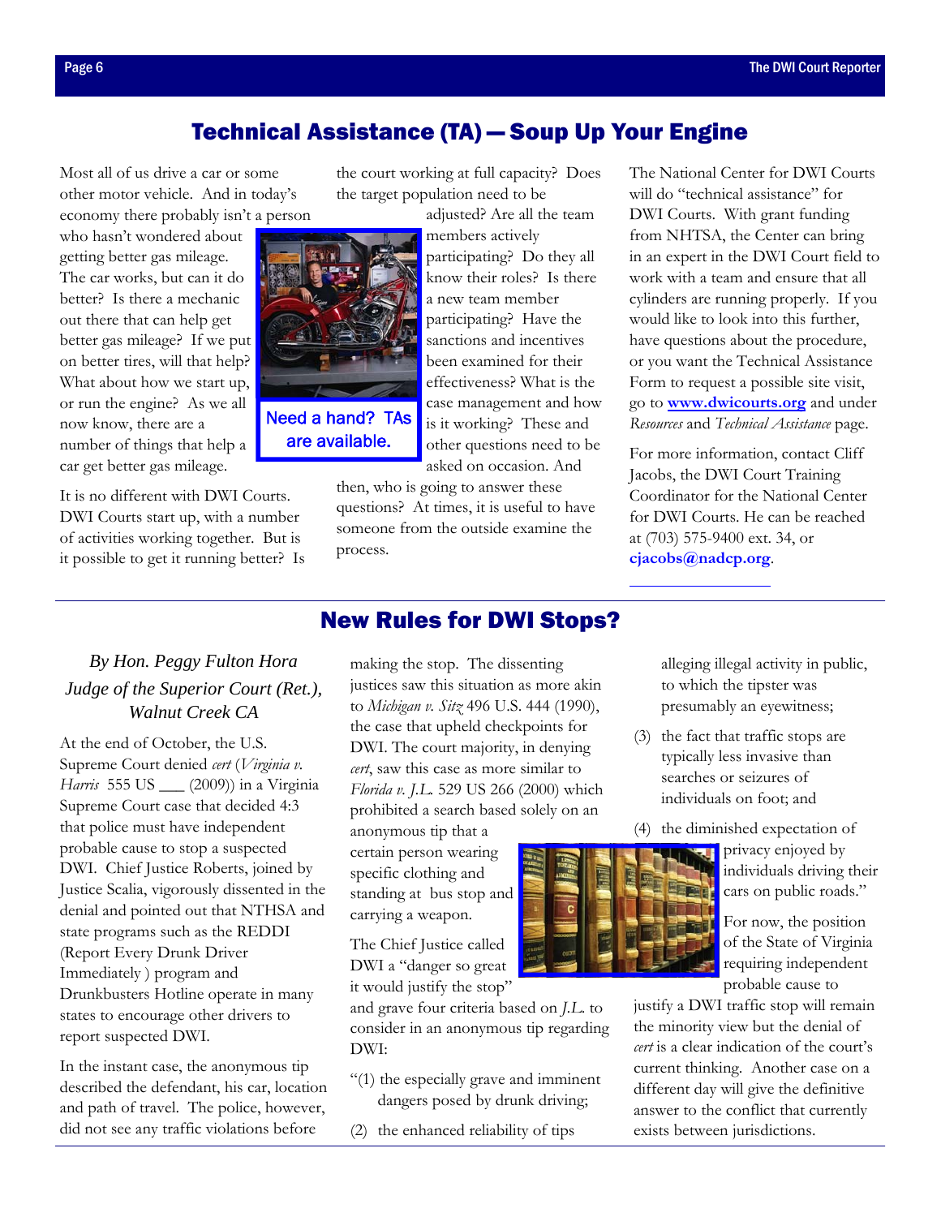## Technical Assistance (TA) — Soup Up Your Engine

Most all of us drive a car or some other motor vehicle. And in today's economy there probably isn't a person who hasn't wondered about getting better gas mileage. The car works, but can it do better? Is there a mechanic out there that can help get better gas mileage? If we put on better tires, will that help? What about how we start up, or run the engine? As we all now know, there are a number of things that help a car get better gas mileage.

It is no different with DWI Courts. DWI Courts start up, with a number of activities working together. But is it possible to get it running better? Is the court working at full capacity? Does the target population need to be adjusted? Are all the team members actively participating? Do they all know their roles? Is there a new team member participating? Have the sanctions and incentives been examined for their effectiveness? What is the case management and how is it working? These and other questions need to be asked on occasion. And then, who is going to answer these questions? At times, it is useful to have someone from the outside examine the process.

Need a hand? TAs are available.

The National Center for DWI Courts will do "technical assistance" for DWI Courts. With grant funding from NHTSA, the Center can bring in an expert in the DWI Court field to work with a team and ensure that all cylinders are running properly. If you would like to look into this further, have questions about the procedure, or you want the Technical Assistance Form to request a possible site visit, go to **www.dwicourts.org** and under *Resources* and *Technical Assistance* page.

For more information, contact Cliff Jacobs, the DWI Court Training Coordinator for the National Center for DWI Courts. He can be reached at (703) 575-9400 ext. 34, or **cjacobs@nadcp.org**.

## New Rules for DWI Stops?

*By Hon. Peggy Fulton Hora*
*Judge of the Superior Court (Ret.), Walnut Creek CA*

At the end of October, the U.S. Supreme Court denied *cert* (*Virginia v. Harris* 555 US ___ (2009)) in a Virginia Supreme Court case that decided 4:3 that police must have independent probable cause to stop a suspected DWI. Chief Justice Roberts, joined by Justice Scalia, vigorously dissented in the denial and pointed out that NTHSA and state programs such as the REDDI (Report Every Drunk Driver Immediately ) program and Drunkbusters Hotline operate in many states to encourage other drivers to report suspected DWI.

In the instant case, the anonymous tip described the defendant, his car, location and path of travel. The police, however, did not see any traffic violations before making the stop. The dissenting justices saw this situation as more akin to *Michigan v. Sitz* 496 U.S. 444 (1990), the case that upheld checkpoints for DWI. The court majority, in denying *cert*, saw this case as more similar to *Florida v. J.L.* 529 US 266 (2000) which prohibited a search based solely on an anonymous tip that a certain person wearing specific clothing and standing at bus stop and carrying a weapon.

The Chief Justice called DWI a "danger so great it would justify the stop" and grave four criteria based on *J.L.* to consider in an anonymous tip regarding DWI:

"(1) the especially grave and imminent dangers posed by drunk driving;

(2) the enhanced reliability of tips alleging illegal activity in public, to which the tipster was presumably an eyewitness;

(3) the fact that traffic stops are typically less invasive than searches or seizures of individuals on foot; and

(4) the diminished expectation of privacy enjoyed by individuals driving their cars on public roads."

For now, the position of the State of Virginia requiring independent probable cause to justify a DWI traffic stop will remain the minority view but the denial of *cert* is a clear indication of the court's current thinking. Another case on a different day will give the definitive answer to the conflict that currently exists between jurisdictions.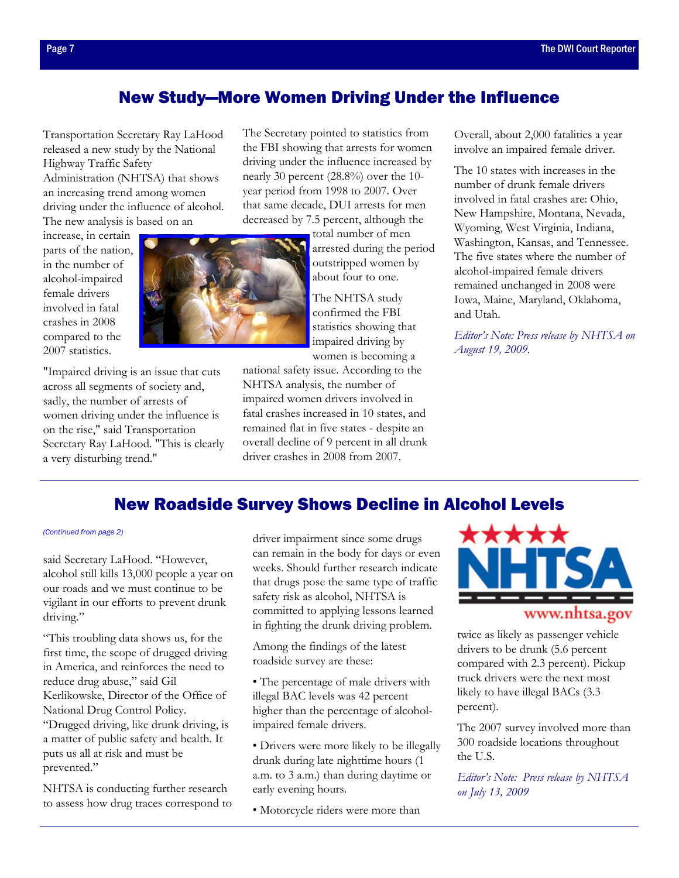## New Study—More Women Driving Under the Influence

Transportation Secretary Ray LaHood released a new study by the National Highway Traffic Safety Administration (NHTSA) that shows an increasing trend among women driving under the influence of alcohol. The new analysis is based on an increase, in certain parts of the nation, in the number of alcohol-impaired female drivers involved in fatal crashes in 2008 compared to the 2007 statistics.

"Impaired driving is an issue that cuts across all segments of society and, sadly, the number of arrests of women driving under the influence is on the rise," said Transportation Secretary Ray LaHood. "This is clearly a very disturbing trend."

The Secretary pointed to statistics from the FBI showing that arrests for women driving under the influence increased by nearly 30 percent (28.8%) over the 10-year period from 1998 to 2007. Over that same decade, DUI arrests for men decreased by 7.5 percent, although the total number of men arrested during the period outstripped women by about four to one.

The NHTSA study confirmed the FBI statistics showing that impaired driving by women is becoming a national safety issue. According to the NHTSA analysis, the number of impaired women drivers involved in fatal crashes increased in 10 states, and remained flat in five states - despite an overall decline of 9 percent in all drunk driver crashes in 2008 from 2007.

Overall, about 2,000 fatalities a year involve an impaired female driver.

The 10 states with increases in the number of drunk female drivers involved in fatal crashes are: Ohio, New Hampshire, Montana, Nevada, Wyoming, West Virginia, Indiana, Washington, Kansas, and Tennessee. The five states where the number of alcohol-impaired female drivers remained unchanged in 2008 were Iowa, Maine, Maryland, Oklahoma, and Utah.

*Editor's Note: Press release by NHTSA on August 19, 2009.*

## New Roadside Survey Shows Decline in Alcohol Levels

*(Continued from page 2)*

said Secretary LaHood. "However, alcohol still kills 13,000 people a year on our roads and we must continue to be vigilant in our efforts to prevent drunk driving."

"This troubling data shows us, for the first time, the scope of drugged driving in America, and reinforces the need to reduce drug abuse," said Gil Kerlikowske, Director of the Office of National Drug Control Policy. "Drugged driving, like drunk driving, is a matter of public safety and health. It puts us all at risk and must be prevented."

NHTSA is conducting further research to assess how drug traces correspond to driver impairment since some drugs can remain in the body for days or even weeks. Should further research indicate that drugs pose the same type of traffic safety risk as alcohol, NHTSA is committed to applying lessons learned in fighting the drunk driving problem.

Among the findings of the latest roadside survey are these:

- The percentage of male drivers with illegal BAC levels was 42 percent higher than the percentage of alcohol-impaired female drivers.
- Drivers were more likely to be illegally drunk during late nighttime hours (1 a.m. to 3 a.m.) than during daytime or early evening hours.
- Motorcycle riders were more than twice as likely as passenger vehicle drivers to be drunk (5.6 percent compared with 2.3 percent). Pickup truck drivers were the next most likely to have illegal BACs (3.3 percent).

The 2007 survey involved more than 300 roadside locations throughout the U.S.

*Editor's Note: Press release by NHTSA on July 13, 2009*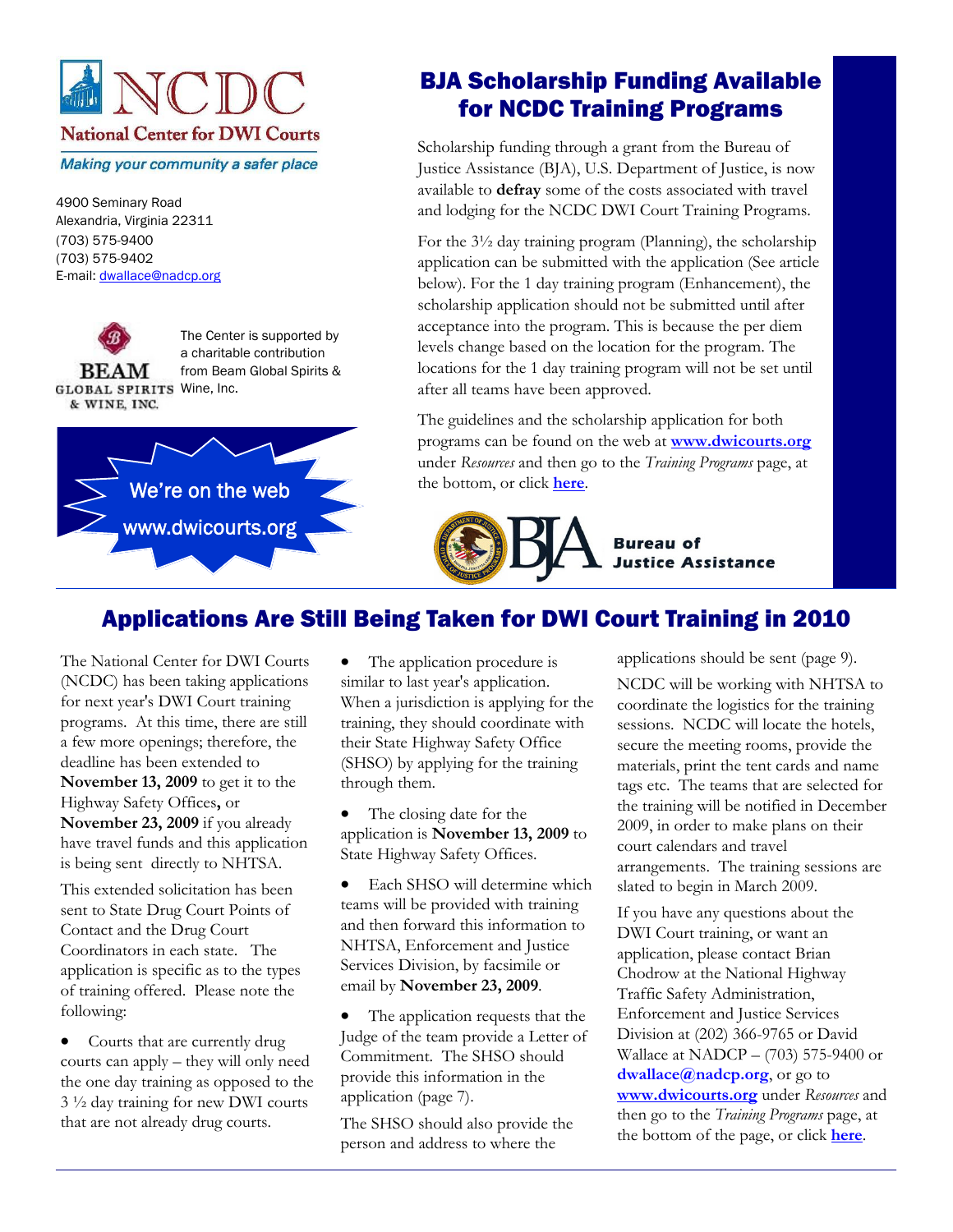# NCDC

## National Center for DWI Courts

*Making your community a safer place*

4900 Seminary Road
Alexandria, Virginia 22311
(703) 575-9400
(703) 575-9402
E-mail: dwallace@nadcp.org

BEAM GLOBAL SPIRITS & WINE, INC.

The Center is supported by a charitable contribution from Beam Global Spirits & Wine, Inc.

We're on the web
www.dwicourts.org

## BJA Scholarship Funding Available for NCDC Training Programs

Scholarship funding through a grant from the Bureau of Justice Assistance (BJA), U.S. Department of Justice, is now available to **defray** some of the costs associated with travel and lodging for the NCDC DWI Court Training Programs.

For the 3½ day training program (Planning), the scholarship application can be submitted with the application (See article below). For the 1 day training program (Enhancement), the scholarship application should not be submitted until after acceptance into the program. This is because the per diem levels change based on the location for the program. The locations for the 1 day training program will not be set until after all teams have been approved.

The guidelines and the scholarship application for both programs can be found on the web at **www.dwicourts.org** under *Resources* and then go to the *Training Programs* page, at the bottom, or click **here**.

BJA Bureau of Justice Assistance

## Applications Are Still Being Taken for DWI Court Training in 2010

The National Center for DWI Courts (NCDC) has been taking applications for next year's DWI Court training programs. At this time, there are still a few more openings; therefore, the deadline has been extended to **November 13, 2009** to get it to the Highway Safety Offices**,** or **November 23, 2009** if you already have travel funds and this application is being sent directly to NHTSA.

This extended solicitation has been sent to State Drug Court Points of Contact and the Drug Court Coordinators in each state. The application is specific as to the types of training offered. Please note the following:

- Courts that are currently drug courts can apply – they will only need the one day training as opposed to the 3 ½ day training for new DWI courts that are not already drug courts.
- The application procedure is similar to last year's application. When a jurisdiction is applying for the training, they should coordinate with their State Highway Safety Office (SHSO) by applying for the training through them.
- The closing date for the application is **November 13, 2009** to State Highway Safety Offices.
- Each SHSO will determine which teams will be provided with training and then forward this information to NHTSA, Enforcement and Justice Services Division, by facsimile or email by **November 23, 2009**.
- The application requests that the Judge of the team provide a Letter of Commitment. The SHSO should provide this information in the application (page 7).

The SHSO should also provide the person and address to where the applications should be sent (page 9).

NCDC will be working with NHTSA to coordinate the logistics for the training sessions. NCDC will locate the hotels, secure the meeting rooms, provide the materials, print the tent cards and name tags etc. The teams that are selected for the training will be notified in December 2009, in order to make plans on their court calendars and travel arrangements. The training sessions are slated to begin in March 2009.

If you have any questions about the DWI Court training, or want an application, please contact Brian Chodrow at the National Highway Traffic Safety Administration, Enforcement and Justice Services Division at (202) 366-9765 or David Wallace at NADCP – (703) 575-9400 or **dwallace@nadcp.org**, or go to **www.dwicourts.org** under *Resources* and then go to the *Training Programs* page, at the bottom of the page, or click **here**.